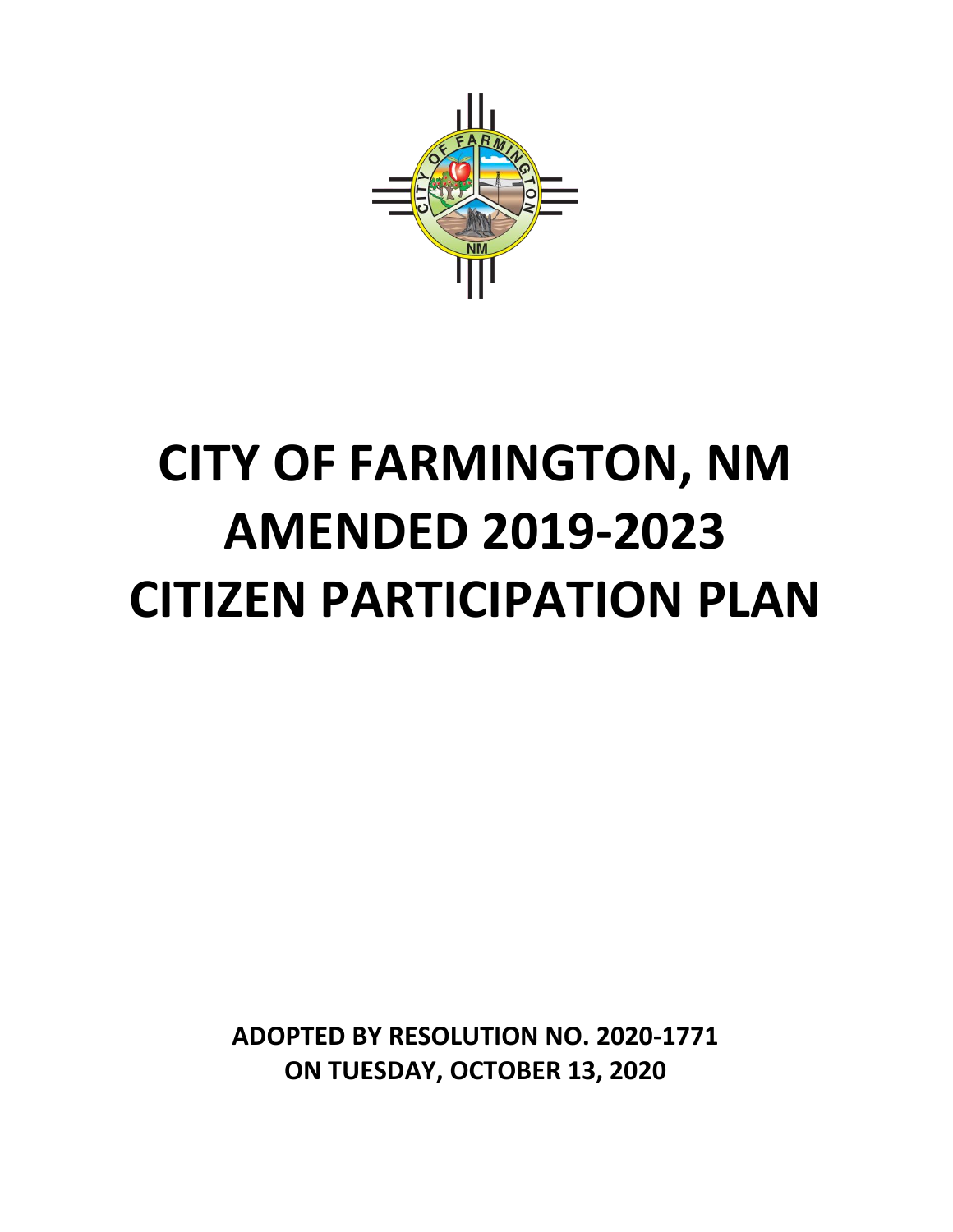# CITY OF FARMINGTON, NM
# AMENDED 2019-2023
# CITIZEN PARTICIPATION PLAN

**ADOPTED BY RESOLUTION NO. 2020-1771**
**ON TUESDAY, OCTOBER 13, 2020**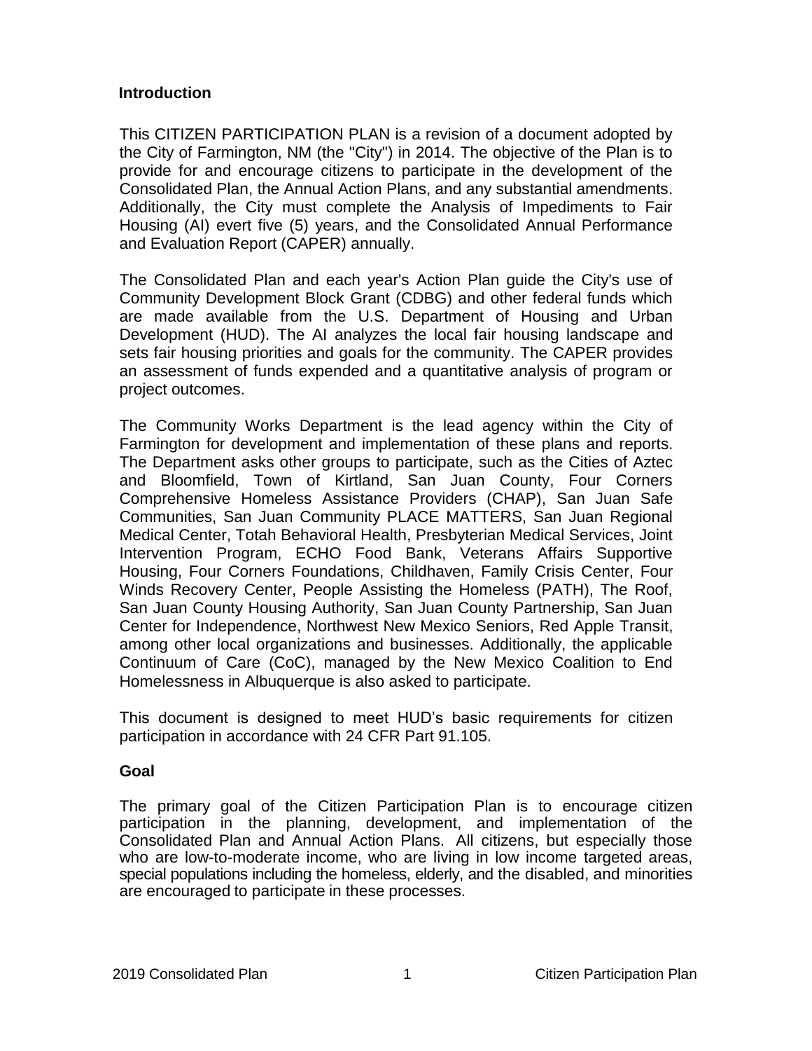## Introduction

This CITIZEN PARTICIPATION PLAN is a revision of a document adopted by the City of Farmington, NM (the "City") in 2014. The objective of the Plan is to provide for and encourage citizens to participate in the development of the Consolidated Plan, the Annual Action Plans, and any substantial amendments. Additionally, the City must complete the Analysis of Impediments to Fair Housing (AI) evert five (5) years, and the Consolidated Annual Performance and Evaluation Report (CAPER) annually.

The Consolidated Plan and each year's Action Plan guide the City's use of Community Development Block Grant (CDBG) and other federal funds which are made available from the U.S. Department of Housing and Urban Development (HUD). The AI analyzes the local fair housing landscape and sets fair housing priorities and goals for the community. The CAPER provides an assessment of funds expended and a quantitative analysis of program or project outcomes.

The Community Works Department is the lead agency within the City of Farmington for development and implementation of these plans and reports. The Department asks other groups to participate, such as the Cities of Aztec and Bloomfield, Town of Kirtland, San Juan County, Four Corners Comprehensive Homeless Assistance Providers (CHAP), San Juan Safe Communities, San Juan Community PLACE MATTERS, San Juan Regional Medical Center, Totah Behavioral Health, Presbyterian Medical Services, Joint Intervention Program, ECHO Food Bank, Veterans Affairs Supportive Housing, Four Corners Foundations, Childhaven, Family Crisis Center, Four Winds Recovery Center, People Assisting the Homeless (PATH), The Roof, San Juan County Housing Authority, San Juan County Partnership, San Juan Center for Independence, Northwest New Mexico Seniors, Red Apple Transit, among other local organizations and businesses. Additionally, the applicable Continuum of Care (CoC), managed by the New Mexico Coalition to End Homelessness in Albuquerque is also asked to participate.

This document is designed to meet HUD's basic requirements for citizen participation in accordance with 24 CFR Part 91.105.

## Goal

The primary goal of the Citizen Participation Plan is to encourage citizen participation in the planning, development, and implementation of the Consolidated Plan and Annual Action Plans. All citizens, but especially those who are low-to-moderate income, who are living in low income targeted areas, special populations including the homeless, elderly, and the disabled, and minorities are encouraged to participate in these processes.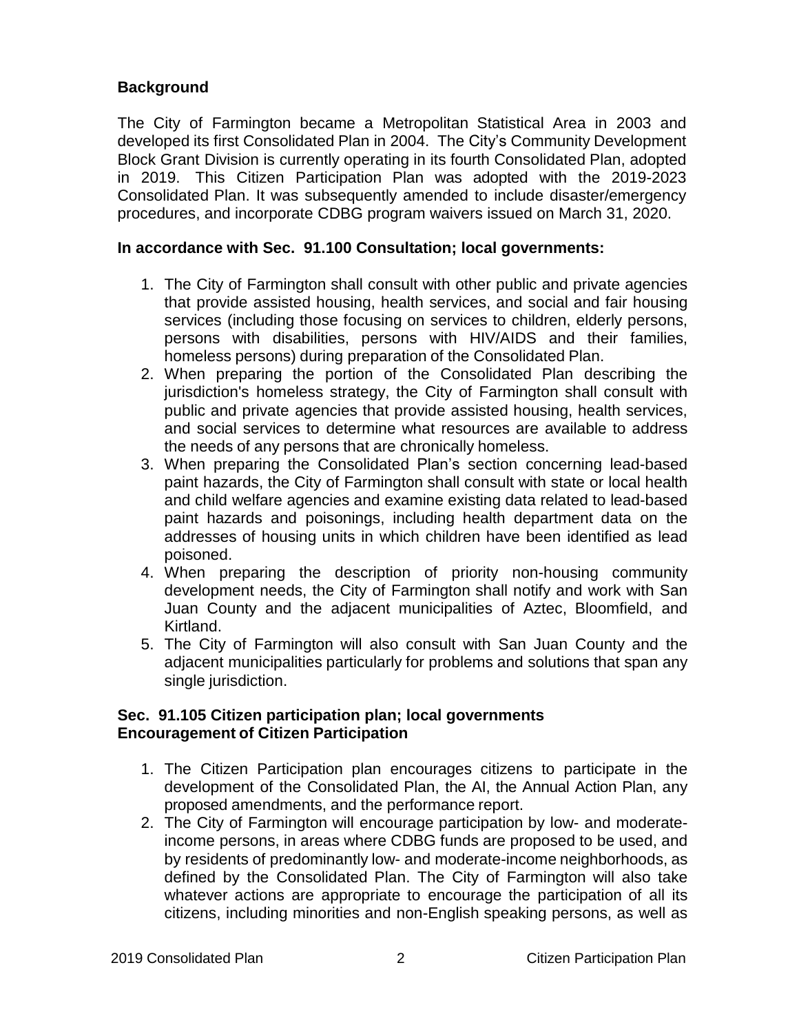**Background**

The City of Farmington became a Metropolitan Statistical Area in 2003 and developed its first Consolidated Plan in 2004. The City's Community Development Block Grant Division is currently operating in its fourth Consolidated Plan, adopted in 2019. This Citizen Participation Plan was adopted with the 2019-2023 Consolidated Plan. It was subsequently amended to include disaster/emergency procedures, and incorporate CDBG program waivers issued on March 31, 2020.

**In accordance with Sec. 91.100 Consultation; local governments:**

1. The City of Farmington shall consult with other public and private agencies that provide assisted housing, health services, and social and fair housing services (including those focusing on services to children, elderly persons, persons with disabilities, persons with HIV/AIDS and their families, homeless persons) during preparation of the Consolidated Plan.
2. When preparing the portion of the Consolidated Plan describing the jurisdiction's homeless strategy, the City of Farmington shall consult with public and private agencies that provide assisted housing, health services, and social services to determine what resources are available to address the needs of any persons that are chronically homeless.
3. When preparing the Consolidated Plan's section concerning lead-based paint hazards, the City of Farmington shall consult with state or local health and child welfare agencies and examine existing data related to lead-based paint hazards and poisonings, including health department data on the addresses of housing units in which children have been identified as lead poisoned.
4. When preparing the description of priority non-housing community development needs, the City of Farmington shall notify and work with San Juan County and the adjacent municipalities of Aztec, Bloomfield, and Kirtland.
5. The City of Farmington will also consult with San Juan County and the adjacent municipalities particularly for problems and solutions that span any single jurisdiction.

**Sec. 91.105 Citizen participation plan; local governments**
**Encouragement of Citizen Participation**

1. The Citizen Participation plan encourages citizens to participate in the development of the Consolidated Plan, the AI, the Annual Action Plan, any proposed amendments, and the performance report.
2. The City of Farmington will encourage participation by low- and moderate-income persons, in areas where CDBG funds are proposed to be used, and by residents of predominantly low- and moderate-income neighborhoods, as defined by the Consolidated Plan. The City of Farmington will also take whatever actions are appropriate to encourage the participation of all its citizens, including minorities and non-English speaking persons, as well as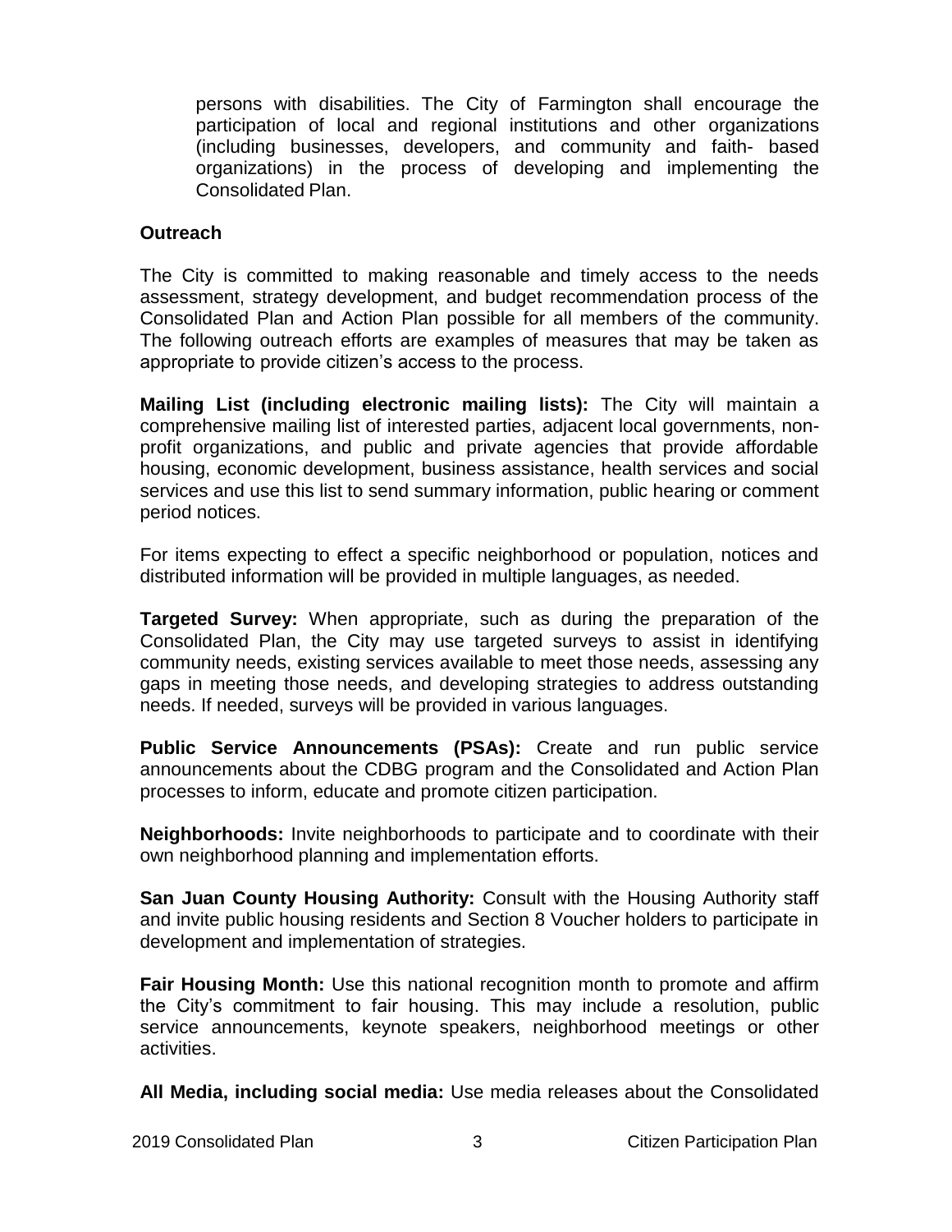persons with disabilities. The City of Farmington shall encourage the participation of local and regional institutions and other organizations (including businesses, developers, and community and faith- based organizations) in the process of developing and implementing the Consolidated Plan.

**Outreach**

The City is committed to making reasonable and timely access to the needs assessment, strategy development, and budget recommendation process of the Consolidated Plan and Action Plan possible for all members of the community. The following outreach efforts are examples of measures that may be taken as appropriate to provide citizen's access to the process.

**Mailing List (including electronic mailing lists):** The City will maintain a comprehensive mailing list of interested parties, adjacent local governments, non-profit organizations, and public and private agencies that provide affordable housing, economic development, business assistance, health services and social services and use this list to send summary information, public hearing or comment period notices.

For items expecting to effect a specific neighborhood or population, notices and distributed information will be provided in multiple languages, as needed.

**Targeted Survey:** When appropriate, such as during the preparation of the Consolidated Plan, the City may use targeted surveys to assist in identifying community needs, existing services available to meet those needs, assessing any gaps in meeting those needs, and developing strategies to address outstanding needs. If needed, surveys will be provided in various languages.

**Public Service Announcements (PSAs):** Create and run public service announcements about the CDBG program and the Consolidated and Action Plan processes to inform, educate and promote citizen participation.

**Neighborhoods:** Invite neighborhoods to participate and to coordinate with their own neighborhood planning and implementation efforts.

**San Juan County Housing Authority:** Consult with the Housing Authority staff and invite public housing residents and Section 8 Voucher holders to participate in development and implementation of strategies.

**Fair Housing Month:** Use this national recognition month to promote and affirm the City's commitment to fair housing. This may include a resolution, public service announcements, keynote speakers, neighborhood meetings or other activities.

**All Media, including social media:** Use media releases about the Consolidated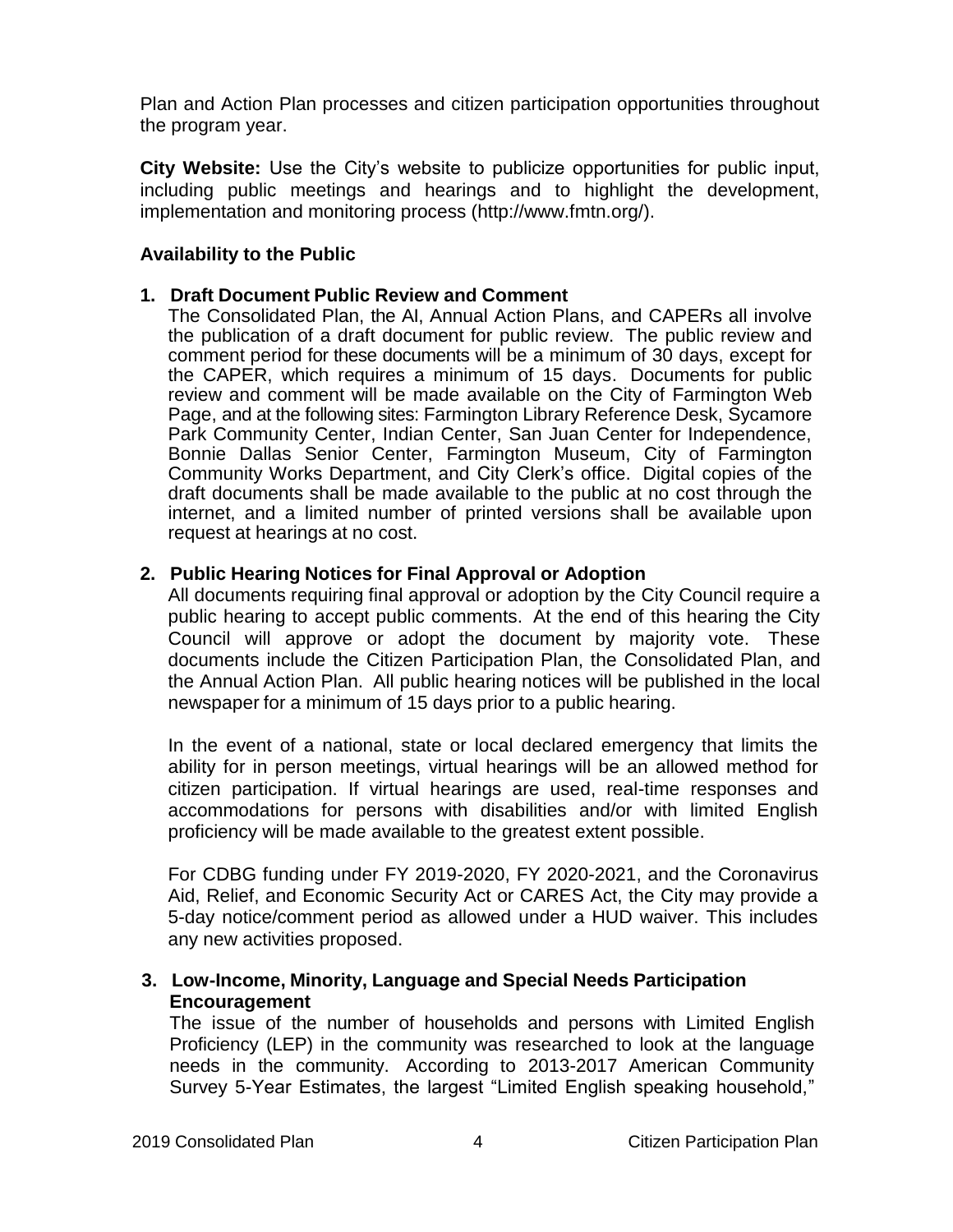Plan and Action Plan processes and citizen participation opportunities throughout the program year.

**City Website:** Use the City's website to publicize opportunities for public input, including public meetings and hearings and to highlight the development, implementation and monitoring process (http://www.fmtn.org/).

### Availability to the Public

1. **Draft Document Public Review and Comment**

   The Consolidated Plan, the AI, Annual Action Plans, and CAPERs all involve the publication of a draft document for public review. The public review and comment period for these documents will be a minimum of 30 days, except for the CAPER, which requires a minimum of 15 days. Documents for public review and comment will be made available on the City of Farmington Web Page, and at the following sites: Farmington Library Reference Desk, Sycamore Park Community Center, Indian Center, San Juan Center for Independence, Bonnie Dallas Senior Center, Farmington Museum, City of Farmington Community Works Department, and City Clerk's office. Digital copies of the draft documents shall be made available to the public at no cost through the internet, and a limited number of printed versions shall be available upon request at hearings at no cost.

2. **Public Hearing Notices for Final Approval or Adoption**

   All documents requiring final approval or adoption by the City Council require a public hearing to accept public comments. At the end of this hearing the City Council will approve or adopt the document by majority vote. These documents include the Citizen Participation Plan, the Consolidated Plan, and the Annual Action Plan. All public hearing notices will be published in the local newspaper for a minimum of 15 days prior to a public hearing.

   In the event of a national, state or local declared emergency that limits the ability for in person meetings, virtual hearings will be an allowed method for citizen participation. If virtual hearings are used, real-time responses and accommodations for persons with disabilities and/or with limited English proficiency will be made available to the greatest extent possible.

   For CDBG funding under FY 2019-2020, FY 2020-2021, and the Coronavirus Aid, Relief, and Economic Security Act or CARES Act, the City may provide a 5-day notice/comment period as allowed under a HUD waiver. This includes any new activities proposed.

3. **Low-Income, Minority, Language and Special Needs Participation Encouragement**

   The issue of the number of households and persons with Limited English Proficiency (LEP) in the community was researched to look at the language needs in the community. According to 2013-2017 American Community Survey 5-Year Estimates, the largest "Limited English speaking household,"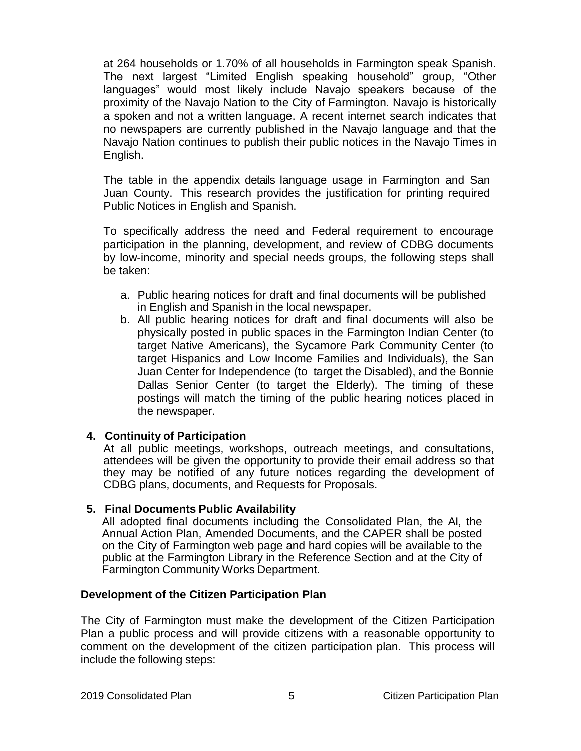at 264 households or 1.70% of all households in Farmington speak Spanish. The next largest "Limited English speaking household" group, "Other languages" would most likely include Navajo speakers because of the proximity of the Navajo Nation to the City of Farmington. Navajo is historically a spoken and not a written language. A recent internet search indicates that no newspapers are currently published in the Navajo language and that the Navajo Nation continues to publish their public notices in the Navajo Times in English.

The table in the appendix details language usage in Farmington and San Juan County. This research provides the justification for printing required Public Notices in English and Spanish.

To specifically address the need and Federal requirement to encourage participation in the planning, development, and review of CDBG documents by low-income, minority and special needs groups, the following steps shall be taken:

a. Public hearing notices for draft and final documents will be published in English and Spanish in the local newspaper.
b. All public hearing notices for draft and final documents will also be physically posted in public spaces in the Farmington Indian Center (to target Native Americans), the Sycamore Park Community Center (to target Hispanics and Low Income Families and Individuals), the San Juan Center for Independence (to target the Disabled), and the Bonnie Dallas Senior Center (to target the Elderly). The timing of these postings will match the timing of the public hearing notices placed in the newspaper.

**4. Continuity of Participation**

At all public meetings, workshops, outreach meetings, and consultations, attendees will be given the opportunity to provide their email address so that they may be notified of any future notices regarding the development of CDBG plans, documents, and Requests for Proposals.

**5. Final Documents Public Availability**

All adopted final documents including the Consolidated Plan, the AI, the Annual Action Plan, Amended Documents, and the CAPER shall be posted on the City of Farmington web page and hard copies will be available to the public at the Farmington Library in the Reference Section and at the City of Farmington Community Works Department.

## Development of the Citizen Participation Plan

The City of Farmington must make the development of the Citizen Participation Plan a public process and will provide citizens with a reasonable opportunity to comment on the development of the citizen participation plan. This process will include the following steps: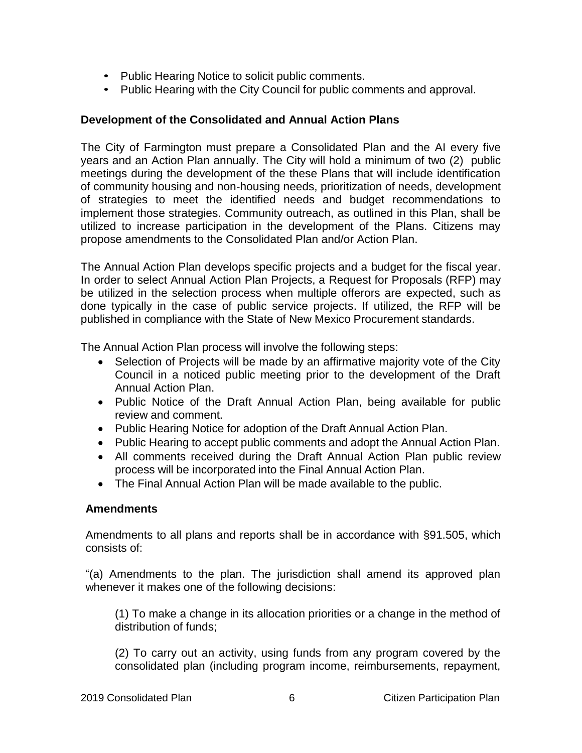- Public Hearing Notice to solicit public comments.
- Public Hearing with the City Council for public comments and approval.

**Development of the Consolidated and Annual Action Plans**

The City of Farmington must prepare a Consolidated Plan and the AI every five years and an Action Plan annually. The City will hold a minimum of two (2) public meetings during the development of the these Plans that will include identification of community housing and non-housing needs, prioritization of needs, development of strategies to meet the identified needs and budget recommendations to implement those strategies. Community outreach, as outlined in this Plan, shall be utilized to increase participation in the development of the Plans. Citizens may propose amendments to the Consolidated Plan and/or Action Plan.

The Annual Action Plan develops specific projects and a budget for the fiscal year. In order to select Annual Action Plan Projects, a Request for Proposals (RFP) may be utilized in the selection process when multiple offerors are expected, such as done typically in the case of public service projects. If utilized, the RFP will be published in compliance with the State of New Mexico Procurement standards.

The Annual Action Plan process will involve the following steps:

- Selection of Projects will be made by an affirmative majority vote of the City Council in a noticed public meeting prior to the development of the Draft Annual Action Plan.
- Public Notice of the Draft Annual Action Plan, being available for public review and comment.
- Public Hearing Notice for adoption of the Draft Annual Action Plan.
- Public Hearing to accept public comments and adopt the Annual Action Plan.
- All comments received during the Draft Annual Action Plan public review process will be incorporated into the Final Annual Action Plan.
- The Final Annual Action Plan will be made available to the public.

**Amendments**

Amendments to all plans and reports shall be in accordance with §91.505, which consists of:

"(a) Amendments to the plan. The jurisdiction shall amend its approved plan whenever it makes one of the following decisions:

(1) To make a change in its allocation priorities or a change in the method of distribution of funds;

(2) To carry out an activity, using funds from any program covered by the consolidated plan (including program income, reimbursements, repayment,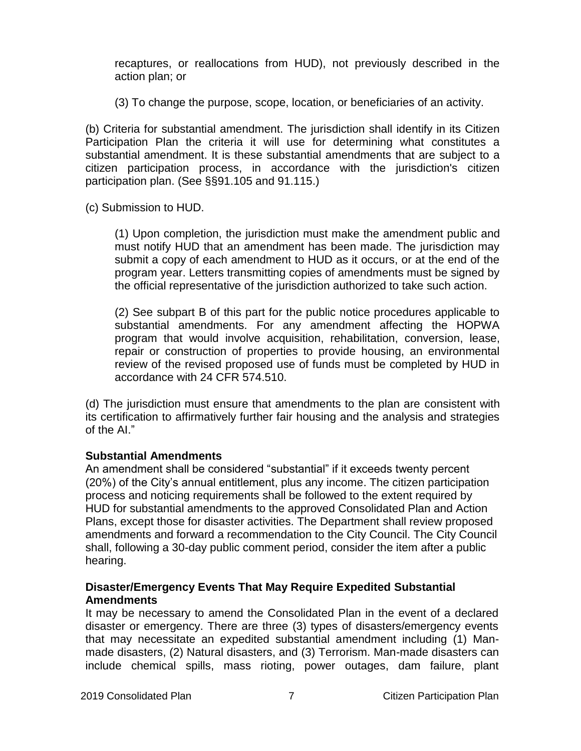recaptures, or reallocations from HUD), not previously described in the action plan; or

(3) To change the purpose, scope, location, or beneficiaries of an activity.

(b) Criteria for substantial amendment. The jurisdiction shall identify in its Citizen Participation Plan the criteria it will use for determining what constitutes a substantial amendment. It is these substantial amendments that are subject to a citizen participation process, in accordance with the jurisdiction's citizen participation plan. (See §§91.105 and 91.115.)

(c) Submission to HUD.

(1) Upon completion, the jurisdiction must make the amendment public and must notify HUD that an amendment has been made. The jurisdiction may submit a copy of each amendment to HUD as it occurs, or at the end of the program year. Letters transmitting copies of amendments must be signed by the official representative of the jurisdiction authorized to take such action.

(2) See subpart B of this part for the public notice procedures applicable to substantial amendments. For any amendment affecting the HOPWA program that would involve acquisition, rehabilitation, conversion, lease, repair or construction of properties to provide housing, an environmental review of the revised proposed use of funds must be completed by HUD in accordance with 24 CFR 574.510.

(d) The jurisdiction must ensure that amendments to the plan are consistent with its certification to affirmatively further fair housing and the analysis and strategies of the AI."

**Substantial Amendments**

An amendment shall be considered "substantial" if it exceeds twenty percent (20%) of the City's annual entitlement, plus any income. The citizen participation process and noticing requirements shall be followed to the extent required by HUD for substantial amendments to the approved Consolidated Plan and Action Plans, except those for disaster activities. The Department shall review proposed amendments and forward a recommendation to the City Council. The City Council shall, following a 30-day public comment period, consider the item after a public hearing.

**Disaster/Emergency Events That May Require Expedited Substantial Amendments**

It may be necessary to amend the Consolidated Plan in the event of a declared disaster or emergency. There are three (3) types of disasters/emergency events that may necessitate an expedited substantial amendment including (1) Man-made disasters, (2) Natural disasters, and (3) Terrorism. Man-made disasters can include chemical spills, mass rioting, power outages, dam failure, plant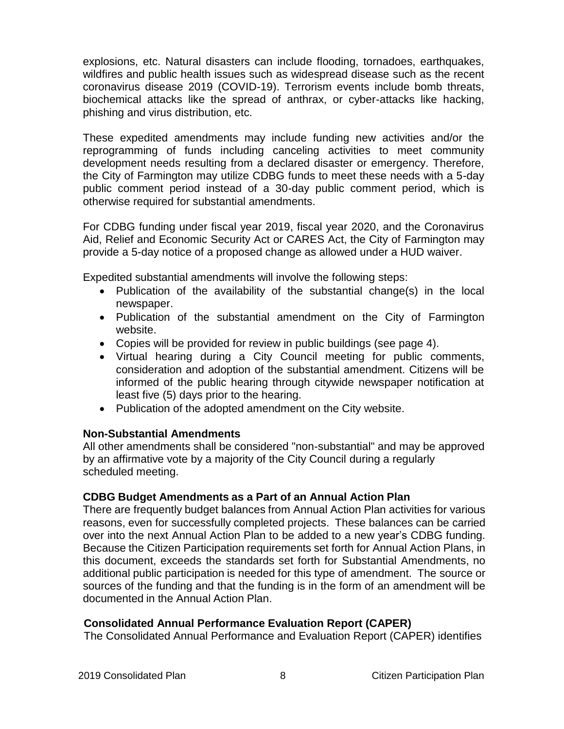explosions, etc. Natural disasters can include flooding, tornadoes, earthquakes, wildfires and public health issues such as widespread disease such as the recent coronavirus disease 2019 (COVID-19). Terrorism events include bomb threats, biochemical attacks like the spread of anthrax, or cyber-attacks like hacking, phishing and virus distribution, etc.

These expedited amendments may include funding new activities and/or the reprogramming of funds including canceling activities to meet community development needs resulting from a declared disaster or emergency. Therefore, the City of Farmington may utilize CDBG funds to meet these needs with a 5-day public comment period instead of a 30-day public comment period, which is otherwise required for substantial amendments.

For CDBG funding under fiscal year 2019, fiscal year 2020, and the Coronavirus Aid, Relief and Economic Security Act or CARES Act, the City of Farmington may provide a 5-day notice of a proposed change as allowed under a HUD waiver.

Expedited substantial amendments will involve the following steps:

- Publication of the availability of the substantial change(s) in the local newspaper.
- Publication of the substantial amendment on the City of Farmington website.
- Copies will be provided for review in public buildings (see page 4).
- Virtual hearing during a City Council meeting for public comments, consideration and adoption of the substantial amendment. Citizens will be informed of the public hearing through citywide newspaper notification at least five (5) days prior to the hearing.
- Publication of the adopted amendment on the City website.

### Non-Substantial Amendments

All other amendments shall be considered "non-substantial" and may be approved by an affirmative vote by a majority of the City Council during a regularly scheduled meeting.

### CDBG Budget Amendments as a Part of an Annual Action Plan

There are frequently budget balances from Annual Action Plan activities for various reasons, even for successfully completed projects. These balances can be carried over into the next Annual Action Plan to be added to a new year's CDBG funding. Because the Citizen Participation requirements set forth for Annual Action Plans, in this document, exceeds the standards set forth for Substantial Amendments, no additional public participation is needed for this type of amendment. The source or sources of the funding and that the funding is in the form of an amendment will be documented in the Annual Action Plan.

### Consolidated Annual Performance Evaluation Report (CAPER)

The Consolidated Annual Performance and Evaluation Report (CAPER) identifies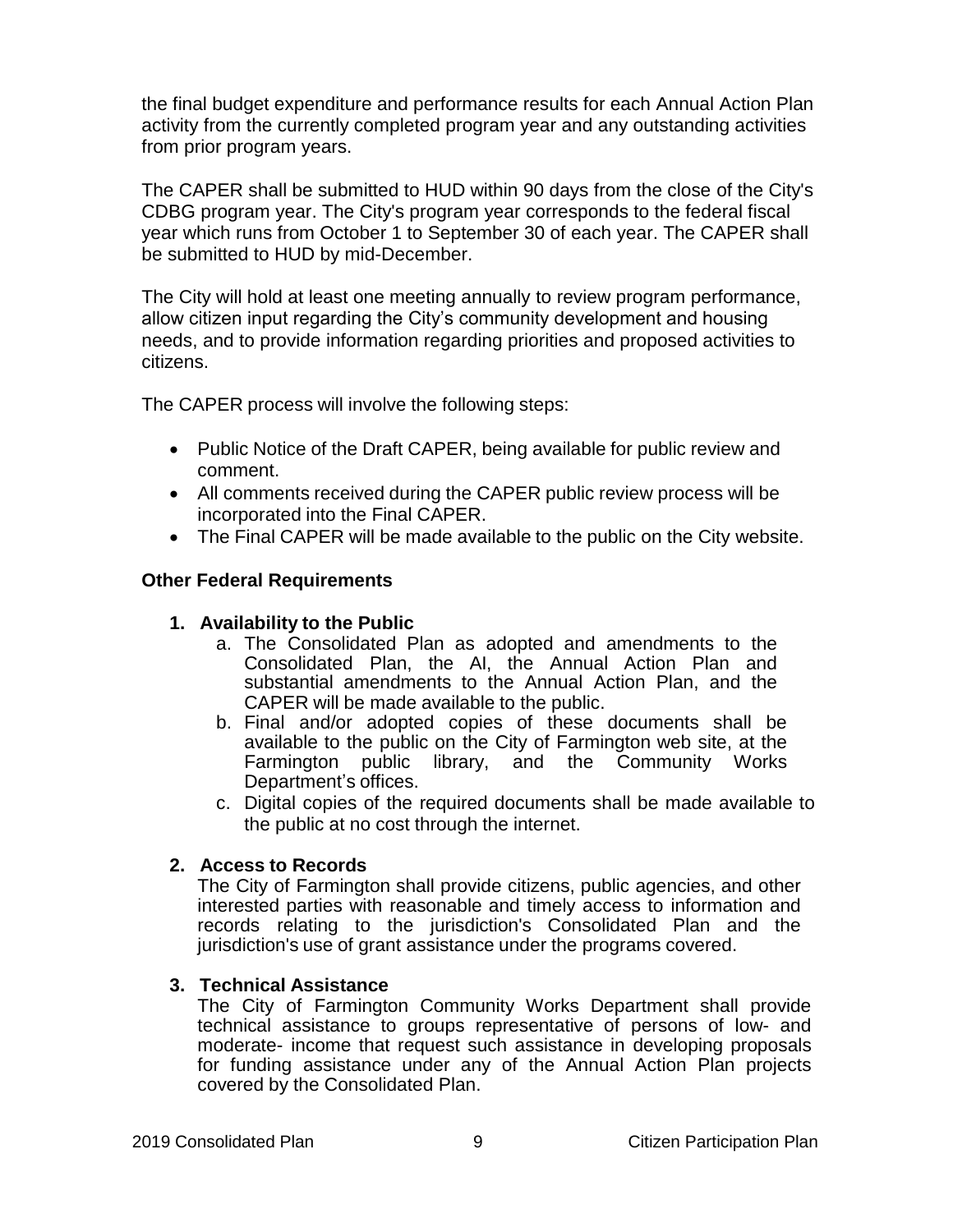the final budget expenditure and performance results for each Annual Action Plan activity from the currently completed program year and any outstanding activities from prior program years.

The CAPER shall be submitted to HUD within 90 days from the close of the City's CDBG program year. The City's program year corresponds to the federal fiscal year which runs from October 1 to September 30 of each year. The CAPER shall be submitted to HUD by mid-December.

The City will hold at least one meeting annually to review program performance, allow citizen input regarding the City's community development and housing needs, and to provide information regarding priorities and proposed activities to citizens.

The CAPER process will involve the following steps:

- Public Notice of the Draft CAPER, being available for public review and comment.
- All comments received during the CAPER public review process will be incorporated into the Final CAPER.
- The Final CAPER will be made available to the public on the City website.

**Other Federal Requirements**

1. **Availability to the Public**
   a. The Consolidated Plan as adopted and amendments to the Consolidated Plan, the AI, the Annual Action Plan and substantial amendments to the Annual Action Plan, and the CAPER will be made available to the public.
   b. Final and/or adopted copies of these documents shall be available to the public on the City of Farmington web site, at the Farmington public library, and the Community Works Department's offices.
   c. Digital copies of the required documents shall be made available to the public at no cost through the internet.

2. **Access to Records**
   The City of Farmington shall provide citizens, public agencies, and other interested parties with reasonable and timely access to information and records relating to the jurisdiction's Consolidated Plan and the jurisdiction's use of grant assistance under the programs covered.

3. **Technical Assistance**
   The City of Farmington Community Works Department shall provide technical assistance to groups representative of persons of low- and moderate- income that request such assistance in developing proposals for funding assistance under any of the Annual Action Plan projects covered by the Consolidated Plan.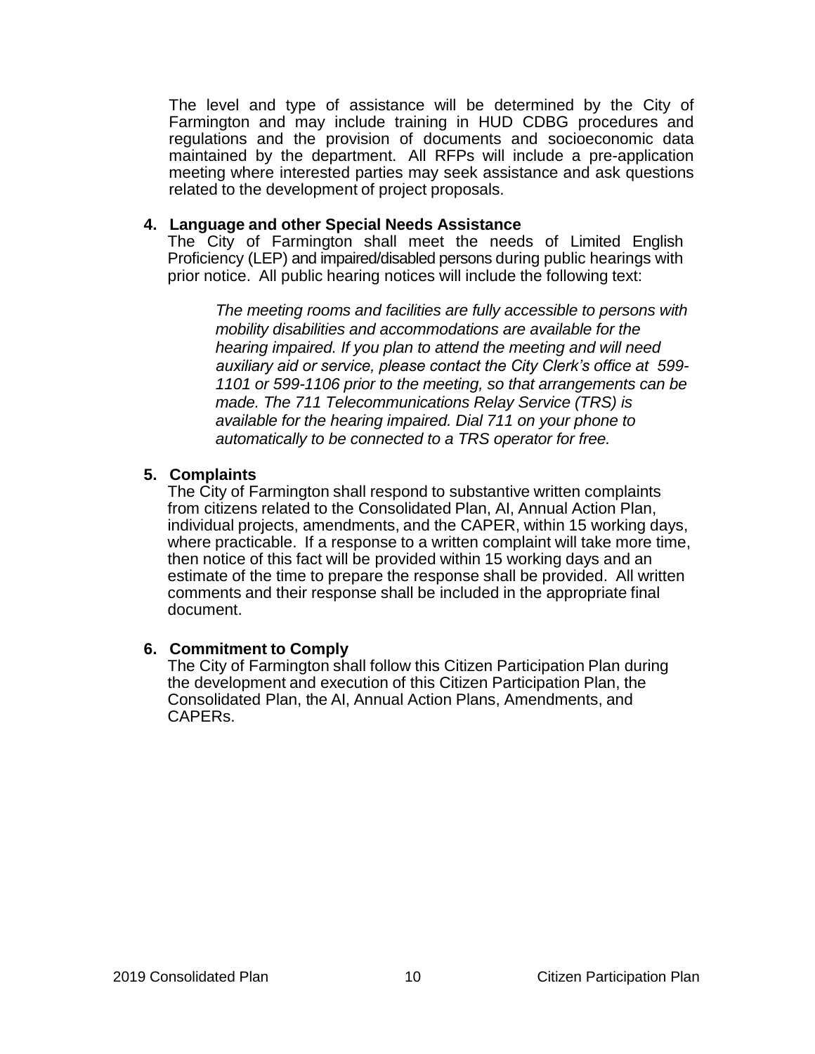The level and type of assistance will be determined by the City of Farmington and may include training in HUD CDBG procedures and regulations and the provision of documents and socioeconomic data maintained by the department. All RFPs will include a pre-application meeting where interested parties may seek assistance and ask questions related to the development of project proposals.

**4. Language and other Special Needs Assistance**

The City of Farmington shall meet the needs of Limited English Proficiency (LEP) and impaired/disabled persons during public hearings with prior notice. All public hearing notices will include the following text:

> *The meeting rooms and facilities are fully accessible to persons with mobility disabilities and accommodations are available for the hearing impaired. If you plan to attend the meeting and will need auxiliary aid or service, please contact the City Clerk's office at 599-1101 or 599-1106 prior to the meeting, so that arrangements can be made. The 711 Telecommunications Relay Service (TRS) is available for the hearing impaired. Dial 711 on your phone to automatically to be connected to a TRS operator for free.*

**5. Complaints**

The City of Farmington shall respond to substantive written complaints from citizens related to the Consolidated Plan, AI, Annual Action Plan, individual projects, amendments, and the CAPER, within 15 working days, where practicable. If a response to a written complaint will take more time, then notice of this fact will be provided within 15 working days and an estimate of the time to prepare the response shall be provided. All written comments and their response shall be included in the appropriate final document.

**6. Commitment to Comply**

The City of Farmington shall follow this Citizen Participation Plan during the development and execution of this Citizen Participation Plan, the Consolidated Plan, the AI, Annual Action Plans, Amendments, and CAPERs.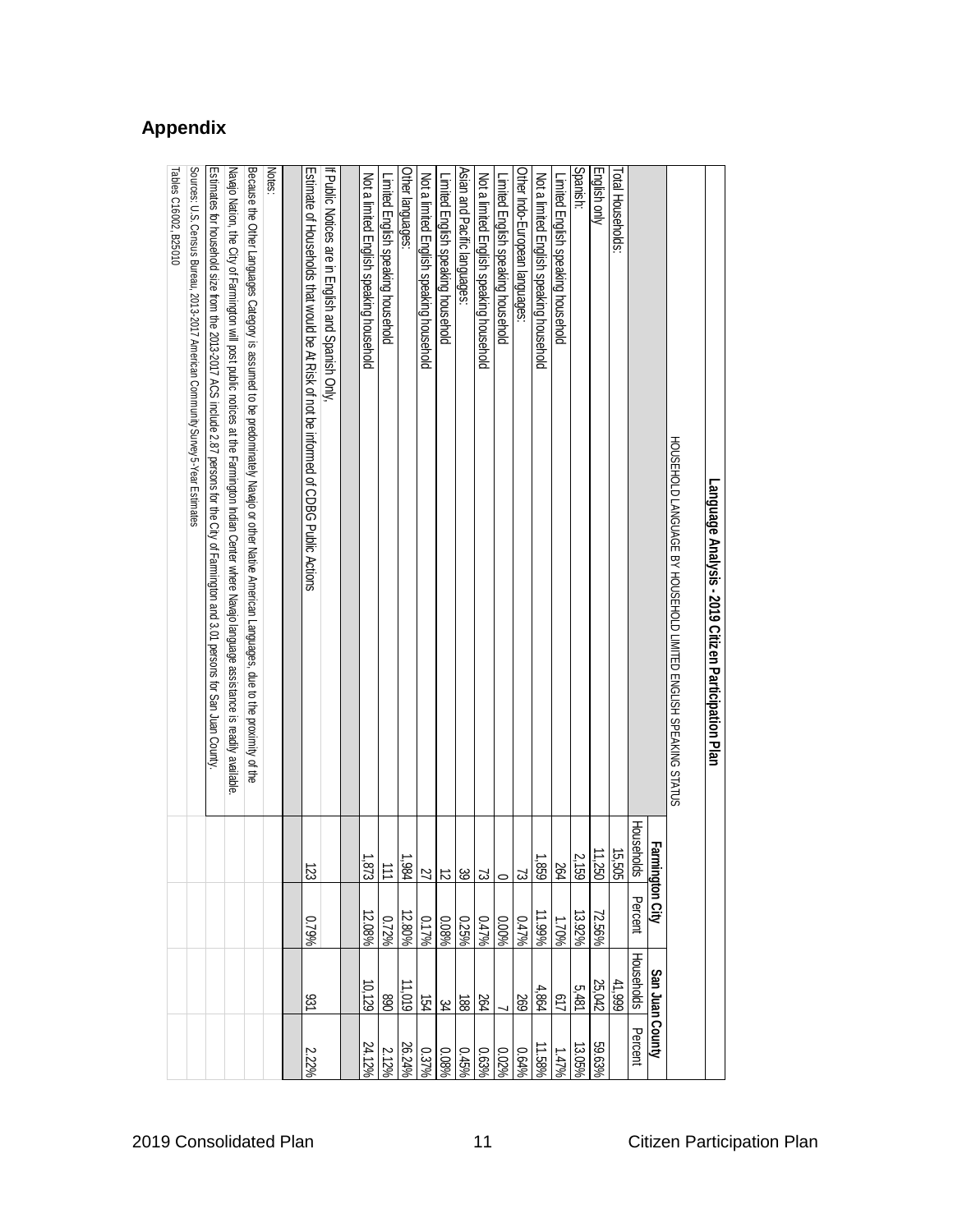## Appendix

**Language Analysis - 2019 Citizen Participation Plan**

| HOUSEHOLD LANGUAGE BY HOUSEHOLD LIMITED ENGLISH SPEAKING STATUS | Farmington City | | San Juan County | |
|---|---|---|---|---|
| | Households | Percent | Households | Percent |
| Total Households: | 15,505 | | 41,999 | |
| English only | 11,250 | 72.56% | 25,042 | 59.63% |
| Spanish: | 2,159 | 13.92% | 5,481 | 13.05% |
| Limited English speaking household | 264 | 1.70% | 617 | 1.47% |
| Not a limited English speaking household | 1,859 | 11.99% | 4,864 | 11.58% |
| Other Indo-European languages: | 73 | 0.47% | 269 | 0.64% |
| Limited English speaking household | 0 | 0.00% | 7 | 0.02% |
| Not a limited English speaking household | 73 | 0.47% | 264 | 0.63% |
| Asian and Pacific languages: | 39 | 0.25% | 188 | 0.45% |
| Limited English speaking household | 12 | 0.08% | 34 | 0.08% |
| Not a limited English speaking household | 27 | 0.17% | 154 | 0.37% |
| Other languages: | 1,984 | 12.80% | 11,019 | 26.24% |
| Limited English speaking household | 111 | 0.72% | 890 | 2.12% |
| Not a limited English speaking household | 1,873 | 12.08% | 10,129 | 24.12% |
| | | | | |
| If Public Notices are in English and Spanish Only, | | | | |
| Estimate of Households that would be At Risk of not be informed of CDBG Public Actions | 123 | 0.79% | 931 | 2.22% |
| | | | | |
| Notes: | | | | |
| Because the Other Languages Category is assumed to be predominately Navajo or other Native American Languages, due to the proximity of the | | | | |
| Navajo Nation, the City of Farmington will post public notices at the Farmington Indian Center where Navajo language assistance is readily available. | | | | |
| Estimates for household size from the 2013-2017 ACS include 2.87 persons for the City of Farmington and 3.01 persons for San Juan County. | | | | |
| Sources: U.S. Census Bureau, 2013-2017 American Community Survey 5-Year Estimates | | | | |
| Tables C16002, B25010 | | | | |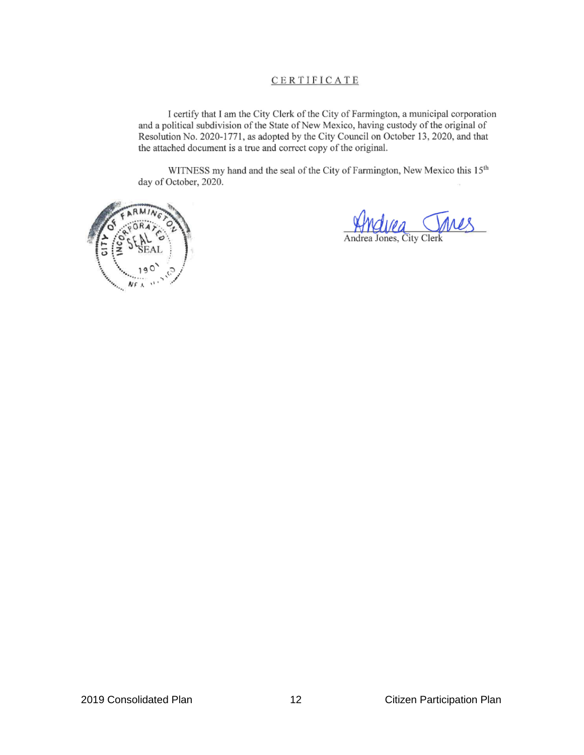## CERTIFICATE

I certify that I am the City Clerk of the City of Farmington, a municipal corporation and a political subdivision of the State of New Mexico, having custody of the original of Resolution No. 2020-1771, as adopted by the City Council on October 13, 2020, and that the attached document is a true and correct copy of the original.

WITNESS my hand and the seal of the City of Farmington, New Mexico this 15th day of October, 2020.

SEAL

Andrea Jones, City Clerk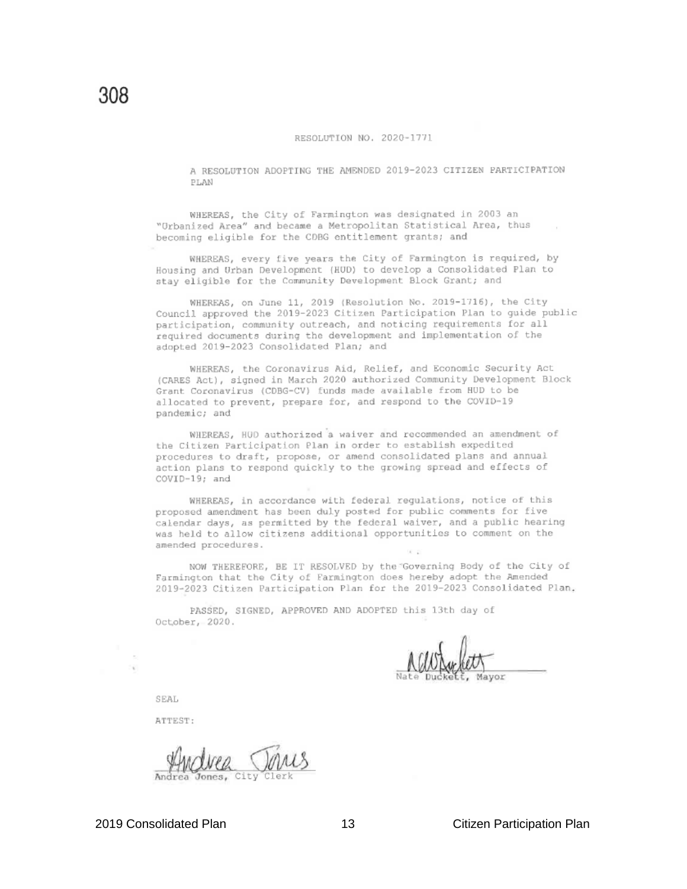RESOLUTION NO. 2020-1771

A RESOLUTION ADOPTING THE AMENDED 2019-2023 CITIZEN PARTICIPATION PLAN

WHEREAS, the City of Farmington was designated in 2003 an "Urbanized Area" and became a Metropolitan Statistical Area, thus becoming eligible for the CDBG entitlement grants; and

WHEREAS, every five years the City of Farmington is required, by Housing and Urban Development (HUD) to develop a Consolidated Plan to stay eligible for the Community Development Block Grant; and

WHEREAS, on June 11, 2019 (Resolution No. 2019-1716), the City Council approved the 2019-2023 Citizen Participation Plan to guide public participation, community outreach, and noticing requirements for all required documents during the development and implementation of the adopted 2019-2023 Consolidated Plan; and

WHEREAS, the Coronavirus Aid, Relief, and Economic Security Act (CARES Act), signed in March 2020 authorized Community Development Block Grant Coronavirus (CDBG-CV) funds made available from HUD to be allocated to prevent, prepare for, and respond to the COVID-19 pandemic; and

WHEREAS, HUD authorized a waiver and recommended an amendment of the Citizen Participation Plan in order to establish expedited procedures to draft, propose, or amend consolidated plans and annual action plans to respond quickly to the growing spread and effects of COVID-19; and

WHEREAS, in accordance with federal regulations, notice of this proposed amendment has been duly posted for public comments for five calendar days, as permitted by the federal waiver, and a public hearing was held to allow citizens additional opportunities to comment on the amended procedures.

NOW THEREFORE, BE IT RESOLVED by the Governing Body of the City of Farmington that the City of Farmington does hereby adopt the Amended 2019-2023 Citizen Participation Plan for the 2019-2023 Consolidated Plan.

PASSED, SIGNED, APPROVED AND ADOPTED this 13th day of October, 2020.

Nate Duckett, Mayor

SEAL

ATTEST:

Andrea Jones, City Clerk